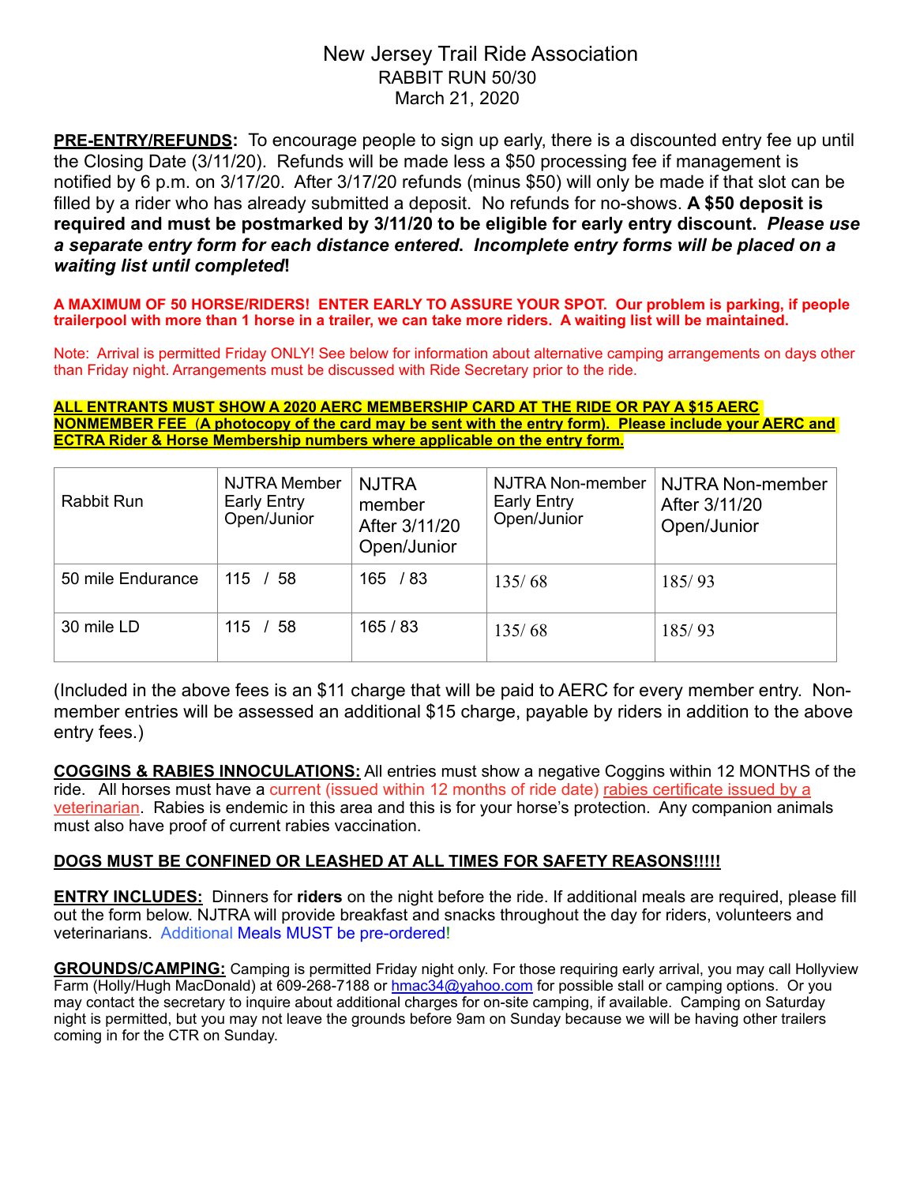# New Jersey Trail Ride Association
## RABBIT RUN 50/30
## March 21, 2020

**PRE-ENTRY/REFUNDS:** To encourage people to sign up early, there is a discounted entry fee up until the Closing Date (3/11/20). Refunds will be made less a $50 processing fee if management is notified by 6 p.m. on 3/17/20. After 3/17/20 refunds (minus $50) will only be made if that slot can be filled by a rider who has already submitted a deposit. No refunds for no-shows. **A $50 deposit is required and must be postmarked by 3/11/20 to be eligible for early entry discount.** ***Please use a separate entry form for each distance entered. Incomplete entry forms will be placed on a waiting list until completed*!**

**A MAXIMUM OF 50 HORSE/RIDERS! ENTER EARLY TO ASSURE YOUR SPOT. Our problem is parking, if people trailerpool with more than 1 horse in a trailer, we can take more riders. A waiting list will be maintained.**

Note: Arrival is permitted Friday ONLY! See below for information about alternative camping arrangements on days other than Friday night. Arrangements must be discussed with Ride Secretary prior to the ride.

**ALL ENTRANTS MUST SHOW A 2020 AERC MEMBERSHIP CARD AT THE RIDE OR PAY A $15 AERC NONMEMBER FEE (A photocopy of the card may be sent with the entry form). Please include your AERC and ECTRA Rider & Horse Membership numbers where applicable on the entry form.**

| Rabbit Run | NJTRA Member Early Entry Open/Junior | NJTRA member After 3/11/20 Open/Junior | NJTRA Non-member Early Entry Open/Junior | NJTRA Non-member After 3/11/20 Open/Junior |
|---|---|---|---|---|
| 50 mile Endurance | 115 / 58 | 165 / 83 | 135/ 68 | 185/ 93 |
| 30 mile LD | 115 / 58 | 165 / 83 | 135/ 68 | 185/ 93 |

(Included in the above fees is an $11 charge that will be paid to AERC for every member entry. Non-member entries will be assessed an additional $15 charge, payable by riders in addition to the above entry fees.)

**COGGINS & RABIES INNOCULATIONS:** All entries must show a negative Coggins within 12 MONTHS of the ride. All horses must have a current (issued within 12 months of ride date) rabies certificate issued by a veterinarian. Rabies is endemic in this area and this is for your horse's protection. Any companion animals must also have proof of current rabies vaccination.

**DOGS MUST BE CONFINED OR LEASHED AT ALL TIMES FOR SAFETY REASONS!!!!!**

**ENTRY INCLUDES:** Dinners for **riders** on the night before the ride. If additional meals are required, please fill out the form below. NJTRA will provide breakfast and snacks throughout the day for riders, volunteers and veterinarians. Additional Meals MUST be pre-ordered!

**GROUNDS/CAMPING:** Camping is permitted Friday night only. For those requiring early arrival, you may call Hollyview Farm (Holly/Hugh MacDonald) at 609-268-7188 or hmac34@yahoo.com for possible stall or camping options. Or you may contact the secretary to inquire about additional charges for on-site camping, if available. Camping on Saturday night is permitted, but you may not leave the grounds before 9am on Sunday because we will be having other trailers coming in for the CTR on Sunday.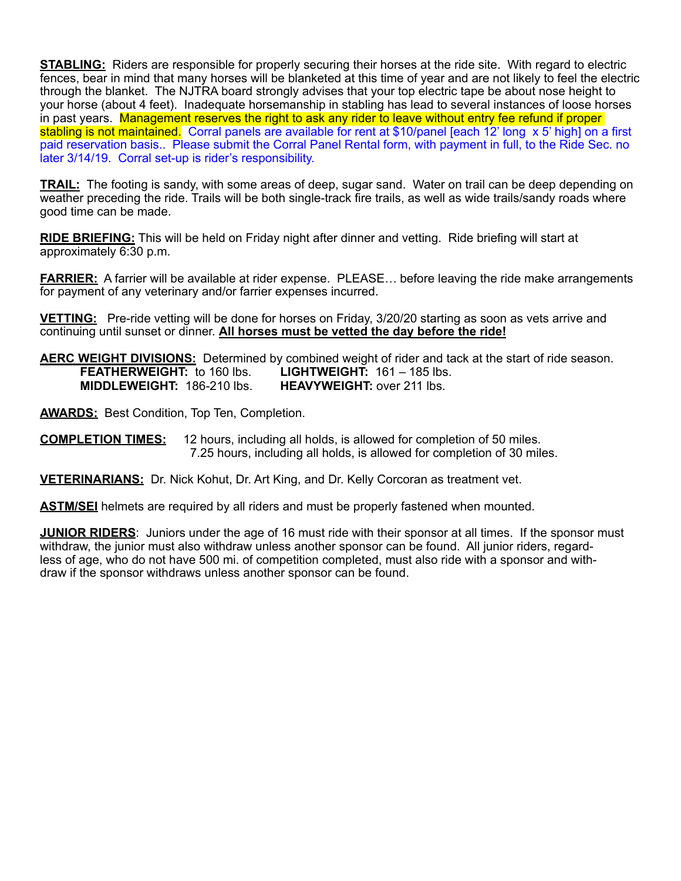**STABLING:** Riders are responsible for properly securing their horses at the ride site. With regard to electric fences, bear in mind that many horses will be blanketed at this time of year and are not likely to feel the electric through the blanket. The NJTRA board strongly advises that your top electric tape be about nose height to your horse (about 4 feet). Inadequate horsemanship in stabling has lead to several instances of loose horses in past years. Management reserves the right to ask any rider to leave without entry fee refund if proper stabling is not maintained. Corral panels are available for rent at $10/panel [each 12' long x 5' high] on a first paid reservation basis.. Please submit the Corral Panel Rental form, with payment in full, to the Ride Sec. no later 3/14/19. Corral set-up is rider's responsibility.

**TRAIL:** The footing is sandy, with some areas of deep, sugar sand. Water on trail can be deep depending on weather preceding the ride. Trails will be both single-track fire trails, as well as wide trails/sandy roads where good time can be made.

**RIDE BRIEFING:** This will be held on Friday night after dinner and vetting. Ride briefing will start at approximately 6:30 p.m.

**FARRIER:** A farrier will be available at rider expense. PLEASE… before leaving the ride make arrangements for payment of any veterinary and/or farrier expenses incurred.

**VETTING:** Pre-ride vetting will be done for horses on Friday, 3/20/20 starting as soon as vets arrive and continuing until sunset or dinner. **All horses must be vetted the day before the ride!**

**AERC WEIGHT DIVISIONS:** Determined by combined weight of rider and tack at the start of ride season.

- **FEATHERWEIGHT:** to 160 lbs.
- **LIGHTWEIGHT:** 161 – 185 lbs.
- **MIDDLEWEIGHT:** 186-210 lbs.
- **HEAVYWEIGHT:** over 211 lbs.

**AWARDS:** Best Condition, Top Ten, Completion.

**COMPLETION TIMES:** 12 hours, including all holds, is allowed for completion of 50 miles.
7.25 hours, including all holds, is allowed for completion of 30 miles.

**VETERINARIANS:** Dr. Nick Kohut, Dr. Art King, and Dr. Kelly Corcoran as treatment vet.

**ASTM/SEI** helmets are required by all riders and must be properly fastened when mounted.

**JUNIOR RIDERS**: Juniors under the age of 16 must ride with their sponsor at all times. If the sponsor must withdraw, the junior must also withdraw unless another sponsor can be found. All junior riders, regardless of age, who do not have 500 mi. of competition completed, must also ride with a sponsor and withdraw if the sponsor withdraws unless another sponsor can be found.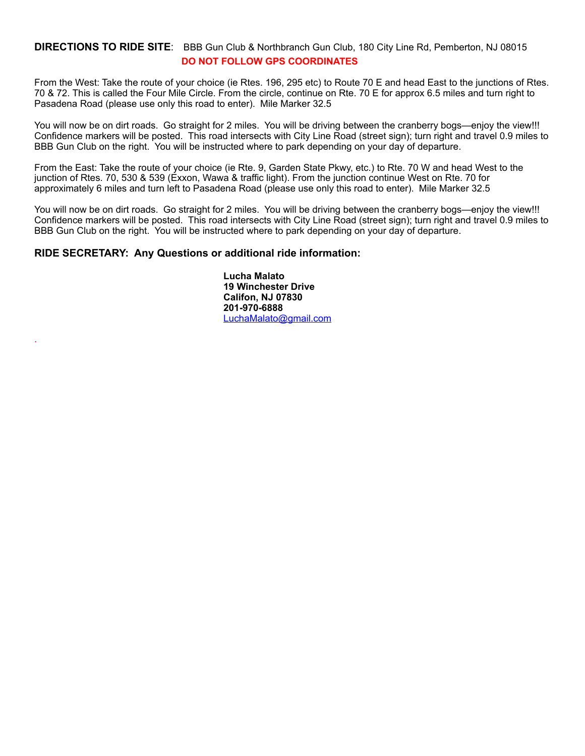**DIRECTIONS TO RIDE SITE**: BBB Gun Club & Northbranch Gun Club, 180 City Line Rd, Pemberton, NJ 08015

**DO NOT FOLLOW GPS COORDINATES**

From the West: Take the route of your choice (ie Rtes. 196, 295 etc) to Route 70 E and head East to the junctions of Rtes. 70 & 72. This is called the Four Mile Circle. From the circle, continue on Rte. 70 E for approx 6.5 miles and turn right to Pasadena Road (please use only this road to enter). Mile Marker 32.5

You will now be on dirt roads. Go straight for 2 miles. You will be driving between the cranberry bogs—enjoy the view!!! Confidence markers will be posted. This road intersects with City Line Road (street sign); turn right and travel 0.9 miles to BBB Gun Club on the right. You will be instructed where to park depending on your day of departure.

From the East: Take the route of your choice (ie Rte. 9, Garden State Pkwy, etc.) to Rte. 70 W and head West to the junction of Rtes. 70, 530 & 539 (Exxon, Wawa & traffic light). From the junction continue West on Rte. 70 for approximately 6 miles and turn left to Pasadena Road (please use only this road to enter). Mile Marker 32.5

You will now be on dirt roads. Go straight for 2 miles. You will be driving between the cranberry bogs—enjoy the view!!! Confidence markers will be posted. This road intersects with City Line Road (street sign); turn right and travel 0.9 miles to BBB Gun Club on the right. You will be instructed where to park depending on your day of departure.

**RIDE SECRETARY: Any Questions or additional ride information:**

**Lucha Malato**
**19 Winchester Drive**
**Califon, NJ 07830**
**201-970-6888**
LuchaMalato@gmail.com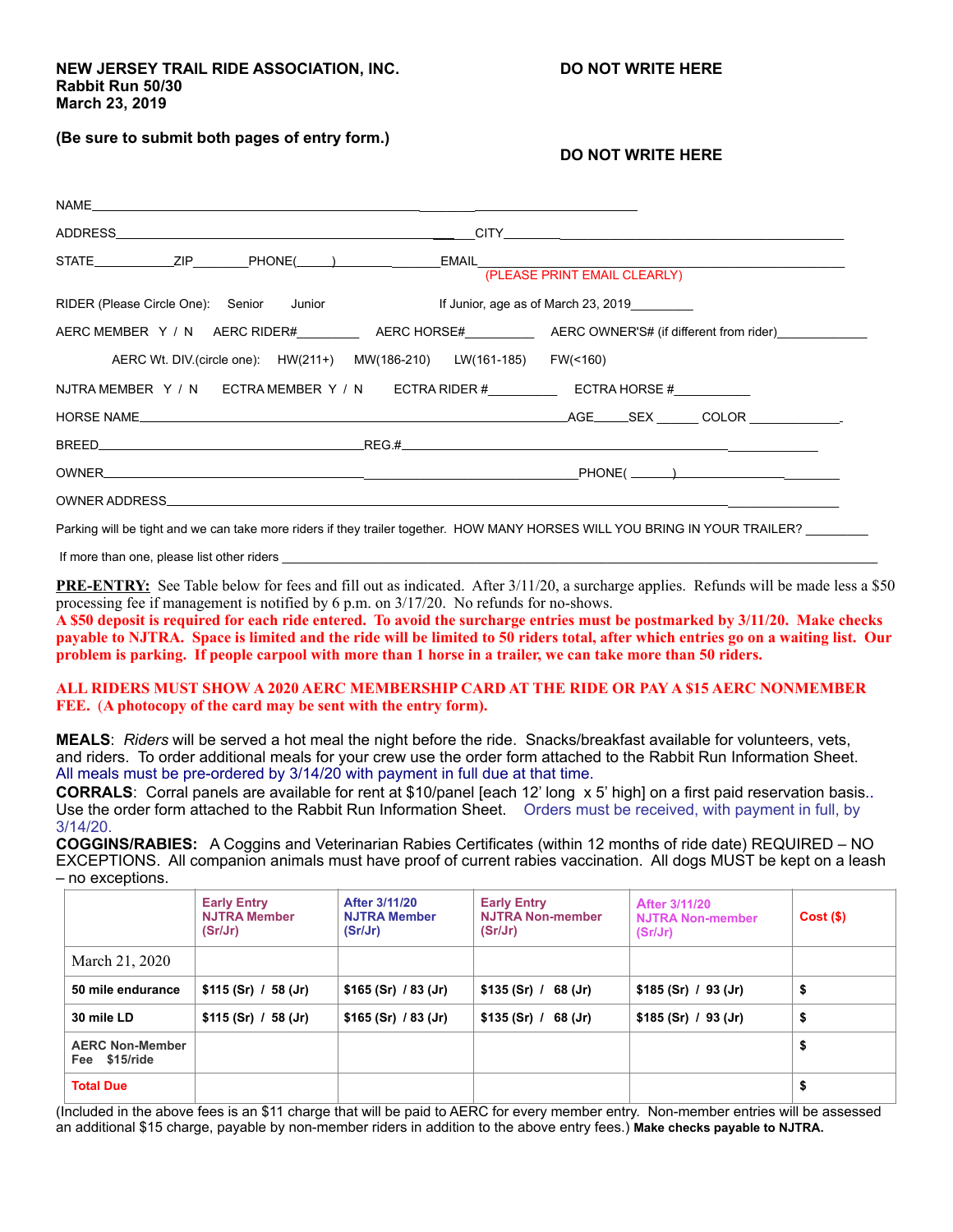**NEW JERSEY TRAIL RIDE ASSOCIATION, INC.**
**Rabbit Run 50/30**
**March 23, 2019**

**DO NOT WRITE HERE**

**(Be sure to submit both pages of entry form.)**

**DO NOT WRITE HERE**

NAME_______________________________________________

ADDRESS_________________________________________ CITY_______________________________________

STATE__________ZIP_______PHONE(____)_______________EMAIL_______________________________________
(PLEASE PRINT EMAIL CLEARLY)

RIDER (Please Circle One): Senior Junior If Junior, age as of March 23, 2019_________

AERC MEMBER Y / N AERC RIDER#_________ AERC HORSE#_________ AERC OWNER'S# (if different from rider)____________

AERC Wt. DIV.(circle one): HW(211+) MW(186-210) LW(161-185) FW(<160)

NJTRA MEMBER Y / N ECTRA MEMBER Y / N ECTRA RIDER #_________ ECTRA HORSE #__________

HORSE NAME_______________________________________________AGE_____SEX ______ COLOR ____________.

BREED___________________________________REG.#_______________________________________________

OWNER_____________________________________________________PHONE( _____)______________________

OWNER ADDRESS_________________________________________________________________________

Parking will be tight and we can take more riders if they trailer together. HOW MANY HORSES WILL YOU BRING IN YOUR TRAILER? _________

If more than one, please list other riders ___________________________________________________________

**PRE-ENTRY:** See Table below for fees and fill out as indicated. After 3/11/20, a surcharge applies. Refunds will be made less a $50 processing fee if management is notified by 6 p.m. on 3/17/20. No refunds for no-shows.
**A $50 deposit is required for each ride entered. To avoid the surcharge entries must be postmarked by 3/11/20. Make checks payable to NJTRA. Space is limited and the ride will be limited to 50 riders total, after which entries go on a waiting list. Our problem is parking. If people carpool with more than 1 horse in a trailer, we can take more than 50 riders.**

**ALL RIDERS MUST SHOW A 2020 AERC MEMBERSHIP CARD AT THE RIDE OR PAY A $15 AERC NONMEMBER FEE. (A photocopy of the card may be sent with the entry form).**

**MEALS**: *Riders* will be served a hot meal the night before the ride. Snacks/breakfast available for volunteers, vets, and riders. To order additional meals for your crew use the order form attached to the Rabbit Run Information Sheet. All meals must be pre-ordered by 3/14/20 with payment in full due at that time.
**CORRALS**: Corral panels are available for rent at $10/panel [each 12' long x 5' high] on a first paid reservation basis.. Use the order form attached to the Rabbit Run Information Sheet. Orders must be received, with payment in full, by 3/14/20.
**COGGINS/RABIES:** A Coggins and Veterinarian Rabies Certificates (within 12 months of ride date) REQUIRED – NO EXCEPTIONS. All companion animals must have proof of current rabies vaccination. All dogs MUST be kept on a leash – no exceptions.

| | **Early Entry NJTRA Member (Sr/Jr)** | **After 3/11/20 NJTRA Member (Sr/Jr)** | **Early Entry NJTRA Non-member (Sr/Jr)** | **After 3/11/20 NJTRA Non-member (Sr/Jr)** | **Cost ($)** |
|---|---|---|---|---|---|
| March 21, 2020 | | | | | |
| **50 mile endurance** | **$115 (Sr) / 58 (Jr)** | **$165 (Sr) / 83 (Jr)** | **$135 (Sr) / 68 (Jr)** | **$185 (Sr) / 93 (Jr)** | **$** |
| **30 mile LD** | **$115 (Sr) / 58 (Jr)** | **$165 (Sr) / 83 (Jr)** | **$135 (Sr) / 68 (Jr)** | **$185 (Sr) / 93 (Jr)** | **$** |
| **AERC Non-Member Fee $15/ride** | | | | | **$** |
| **Total Due** | | | | | **$** |

(Included in the above fees is an $11 charge that will be paid to AERC for every member entry. Non-member entries will be assessed an additional $15 charge, payable by non-member riders in addition to the above entry fees.) **Make checks payable to NJTRA.**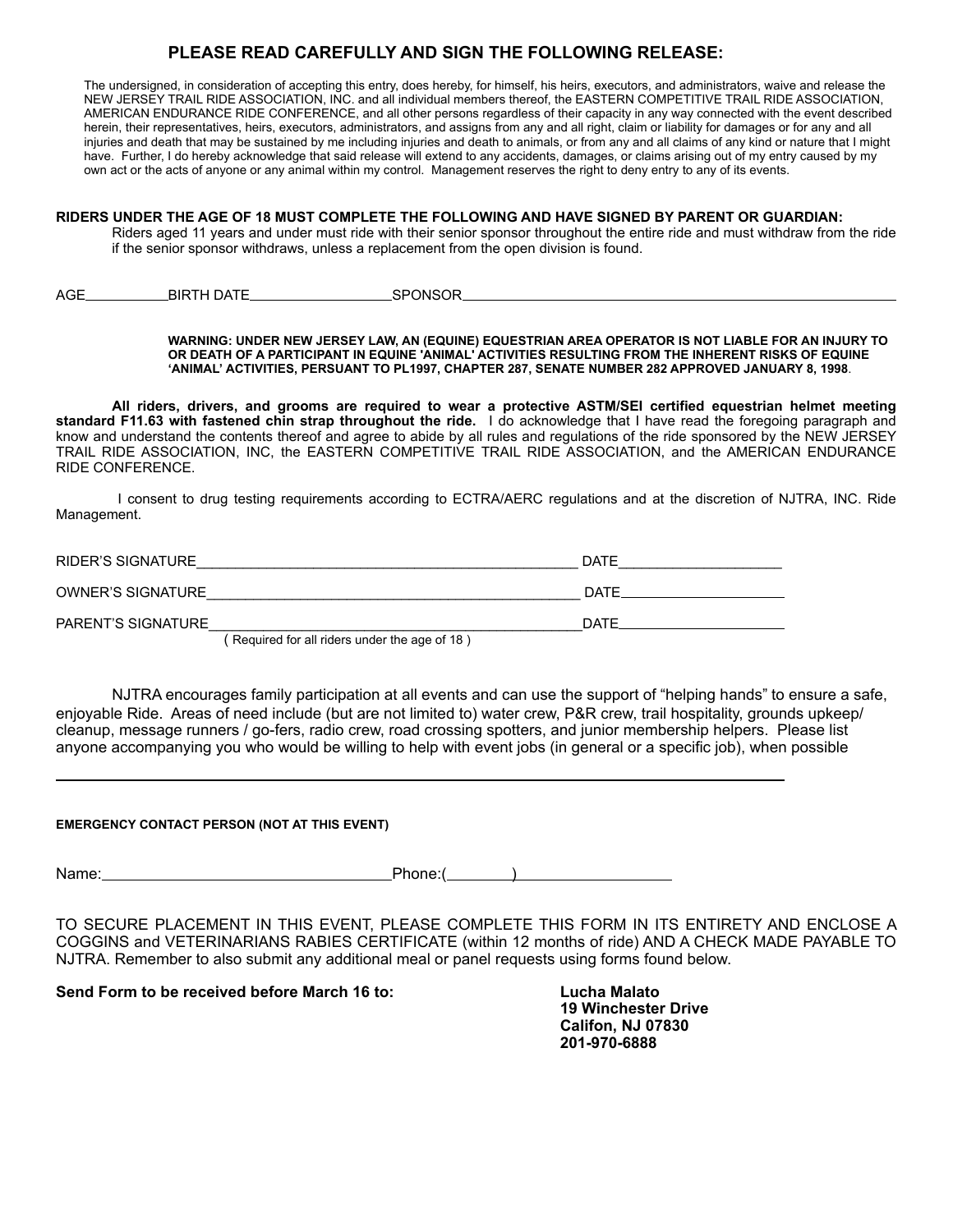## PLEASE READ CAREFULLY AND SIGN THE FOLLOWING RELEASE:

The undersigned, in consideration of accepting this entry, does hereby, for himself, his heirs, executors, and administrators, waive and release the NEW JERSEY TRAIL RIDE ASSOCIATION, INC. and all individual members thereof, the EASTERN COMPETITIVE TRAIL RIDE ASSOCIATION, AMERICAN ENDURANCE RIDE CONFERENCE, and all other persons regardless of their capacity in any way connected with the event described herein, their representatives, heirs, executors, administrators, and assigns from any and all right, claim or liability for damages or for any and all injuries and death that may be sustained by me including injuries and death to animals, or from any and all claims of any kind or nature that I might have. Further, I do hereby acknowledge that said release will extend to any accidents, damages, or claims arising out of my entry caused by my own act or the acts of anyone or any animal within my control. Management reserves the right to deny entry to any of its events.

**RIDERS UNDER THE AGE OF 18 MUST COMPLETE THE FOLLOWING AND HAVE SIGNED BY PARENT OR GUARDIAN:**

Riders aged 11 years and under must ride with their senior sponsor throughout the entire ride and must withdraw from the ride if the senior sponsor withdraws, unless a replacement from the open division is found.

AGE__________ BIRTH DATE_________________ SPONSOR_______________________________________________________

**WARNING: UNDER NEW JERSEY LAW, AN (EQUINE) EQUESTRIAN AREA OPERATOR IS NOT LIABLE FOR AN INJURY TO OR DEATH OF A PARTICIPANT IN EQUINE 'ANIMAL' ACTIVITIES RESULTING FROM THE INHERENT RISKS OF EQUINE 'ANIMAL' ACTIVITIES, PERSUANT TO PL1997, CHAPTER 287, SENATE NUMBER 282 APPROVED JANUARY 8, 1998**.

**All riders, drivers, and grooms are required to wear a protective ASTM/SEI certified equestrian helmet meeting standard F11.63 with fastened chin strap throughout the ride.** I do acknowledge that I have read the foregoing paragraph and know and understand the contents thereof and agree to abide by all rules and regulations of the ride sponsored by the NEW JERSEY TRAIL RIDE ASSOCIATION, INC, the EASTERN COMPETITIVE TRAIL RIDE ASSOCIATION, and the AMERICAN ENDURANCE RIDE CONFERENCE.

I consent to drug testing requirements according to ECTRA/AERC regulations and at the discretion of NJTRA, INC. Ride Management.

RIDER'S SIGNATURE_________________________________________________ DATE____________________

OWNER'S SIGNATURE_________________________________________________ DATE____________________

PARENT'S SIGNATURE_________________________________________________ DATE____________________
( Required for all riders under the age of 18 )

NJTRA encourages family participation at all events and can use the support of "helping hands" to ensure a safe, enjoyable Ride. Areas of need include (but are not limited to) water crew, P&R crew, trail hospitality, grounds upkeep/cleanup, message runners / go-fers, radio crew, road crossing spotters, and junior membership helpers. Please list anyone accompanying you who would be willing to help with event jobs (in general or a specific job), when possible

_____________________________________________________________________________

**EMERGENCY CONTACT PERSON (NOT AT THIS EVENT)**

Name:_________________________________ Phone:(________)__________________

TO SECURE PLACEMENT IN THIS EVENT, PLEASE COMPLETE THIS FORM IN ITS ENTIRETY AND ENCLOSE A COGGINS and VETERINARIANS RABIES CERTIFICATE (within 12 months of ride) AND A CHECK MADE PAYABLE TO NJTRA. Remember to also submit any additional meal or panel requests using forms found below.

**Send Form to be received before March 16 to:**

**Lucha Malato**
**19 Winchester Drive**
**Califon, NJ 07830**
**201-970-6888**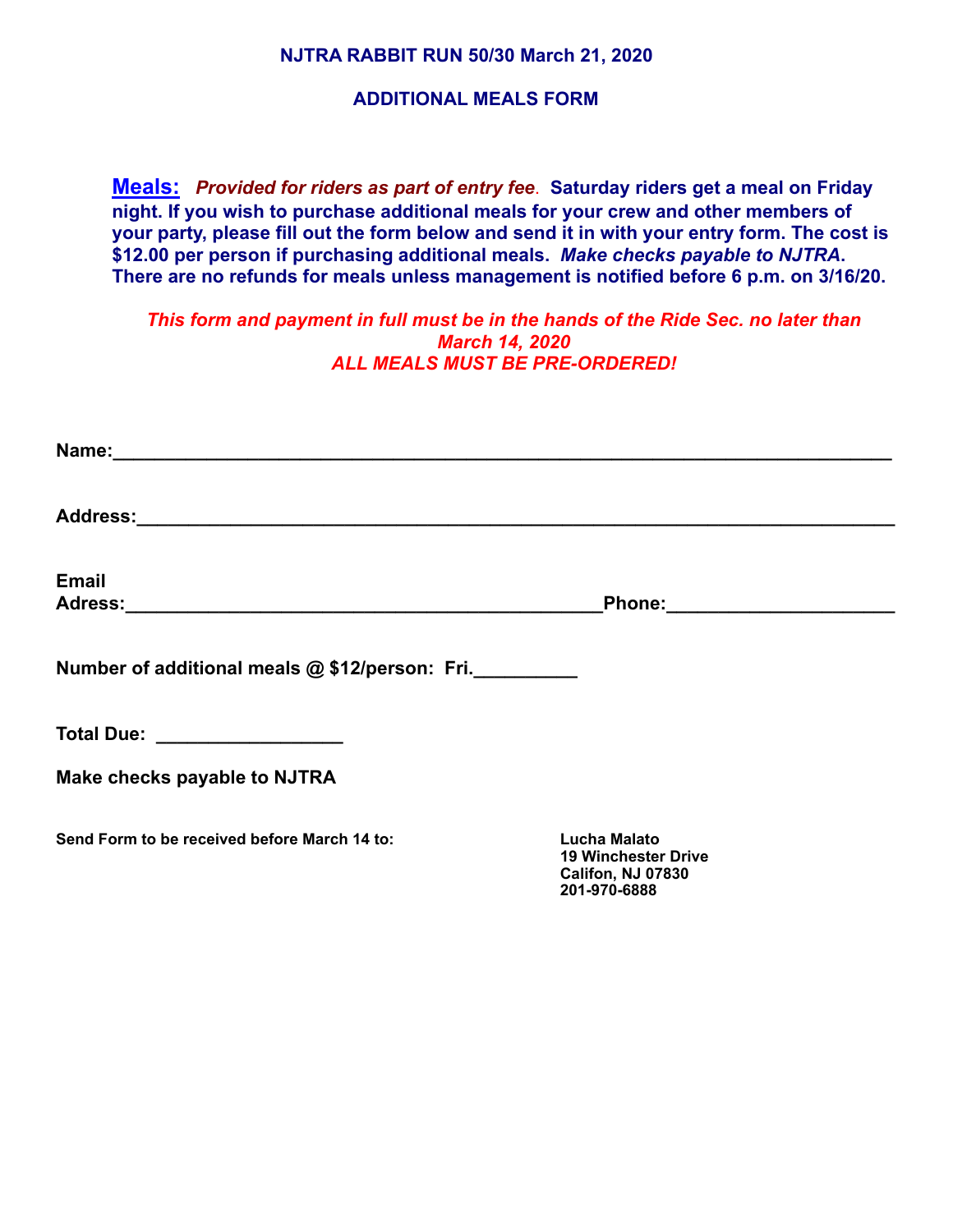**NJTRA RABBIT RUN 50/30 March 21, 2020**

**ADDITIONAL MEALS FORM**

**Meals:** ***Provided for riders as part of entry fee*****. Saturday riders get a meal on Friday night. If you wish to purchase additional meals for your crew and other members of your party, please fill out the form below and send it in with your entry form. The cost is $12.00 per person if purchasing additional meals.** ***Make checks payable to NJTRA*****. There are no refunds for meals unless management is notified before 6 p.m. on 3/16/20.**

***This form and payment in full must be in the hands of the Ride Sec. no later than March 14, 2020***

***ALL MEALS MUST BE PRE-ORDERED!***

**Name:**___________________________________________________________________

**Address:**_________________________________________________________________

**Email Adress:**___________________________________________**Phone:**____________________

**Number of additional meals @ $12/person: Fri.**_________

**Total Due:** ________________

**Make checks payable to NJTRA**

**Send Form to be received before March 14 to:**

**Lucha Malato**
**19 Winchester Drive**
**Califon, NJ 07830**
**201-970-6888**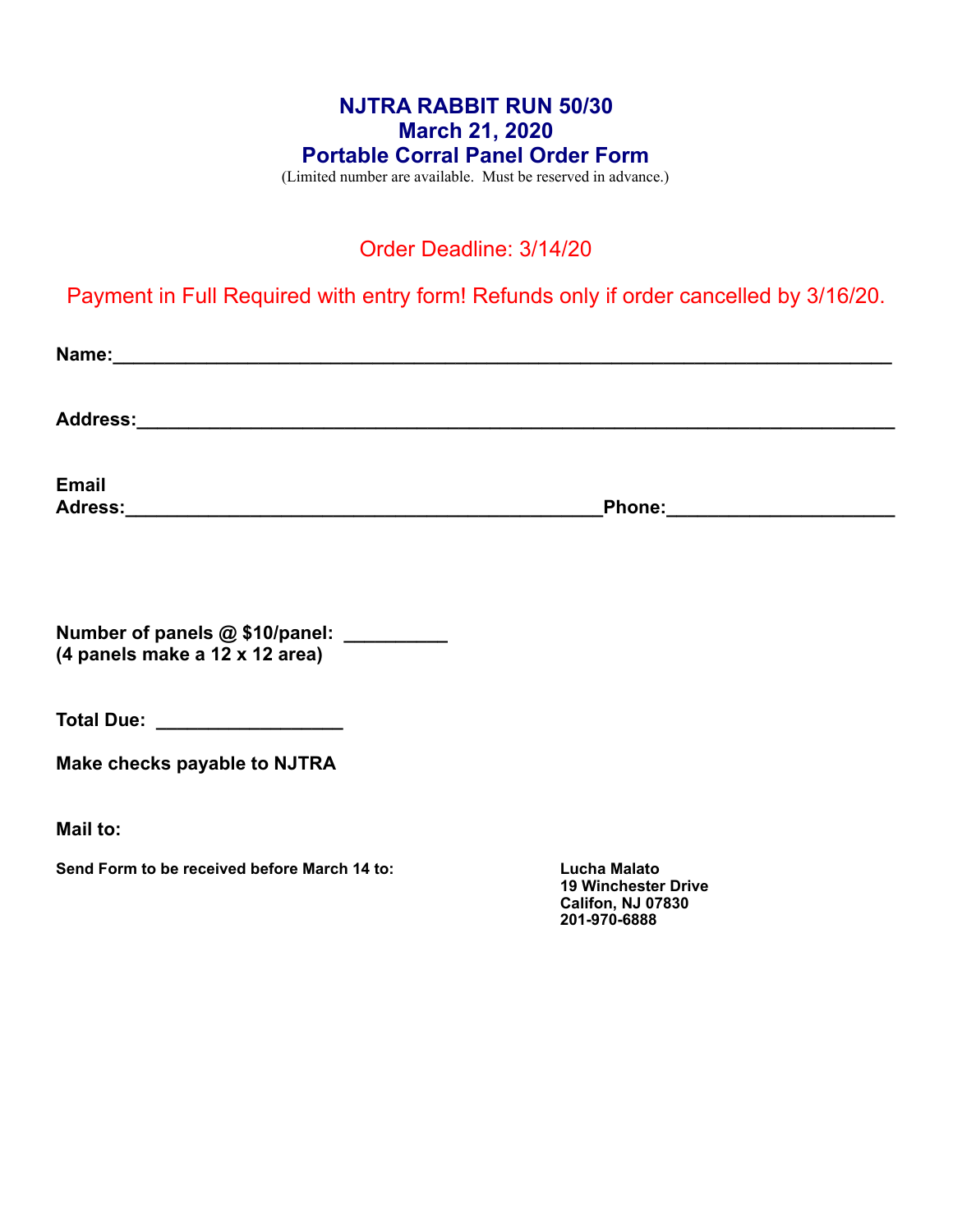# NJTRA RABBIT RUN 50/30
# March 21, 2020
# Portable Corral Panel Order Form

(Limited number are available. Must be reserved in advance.)

Order Deadline: 3/14/20

Payment in Full Required with entry form! Refunds only if order cancelled by 3/16/20.

**Name:**___________________________________________________________________

**Address:**_________________________________________________________________

**Email Adress:**_____________________________________________**Phone:**_____________________

**Number of panels @ $10/panel:** __________
**(4 panels make a 12 x 12 area)**

**Total Due:** _________________

**Make checks payable to NJTRA**

**Mail to:**

**Send Form to be received before March 14 to:**

**Lucha Malato**
**19 Winchester Drive**
**Califon, NJ 07830**
**201-970-6888**